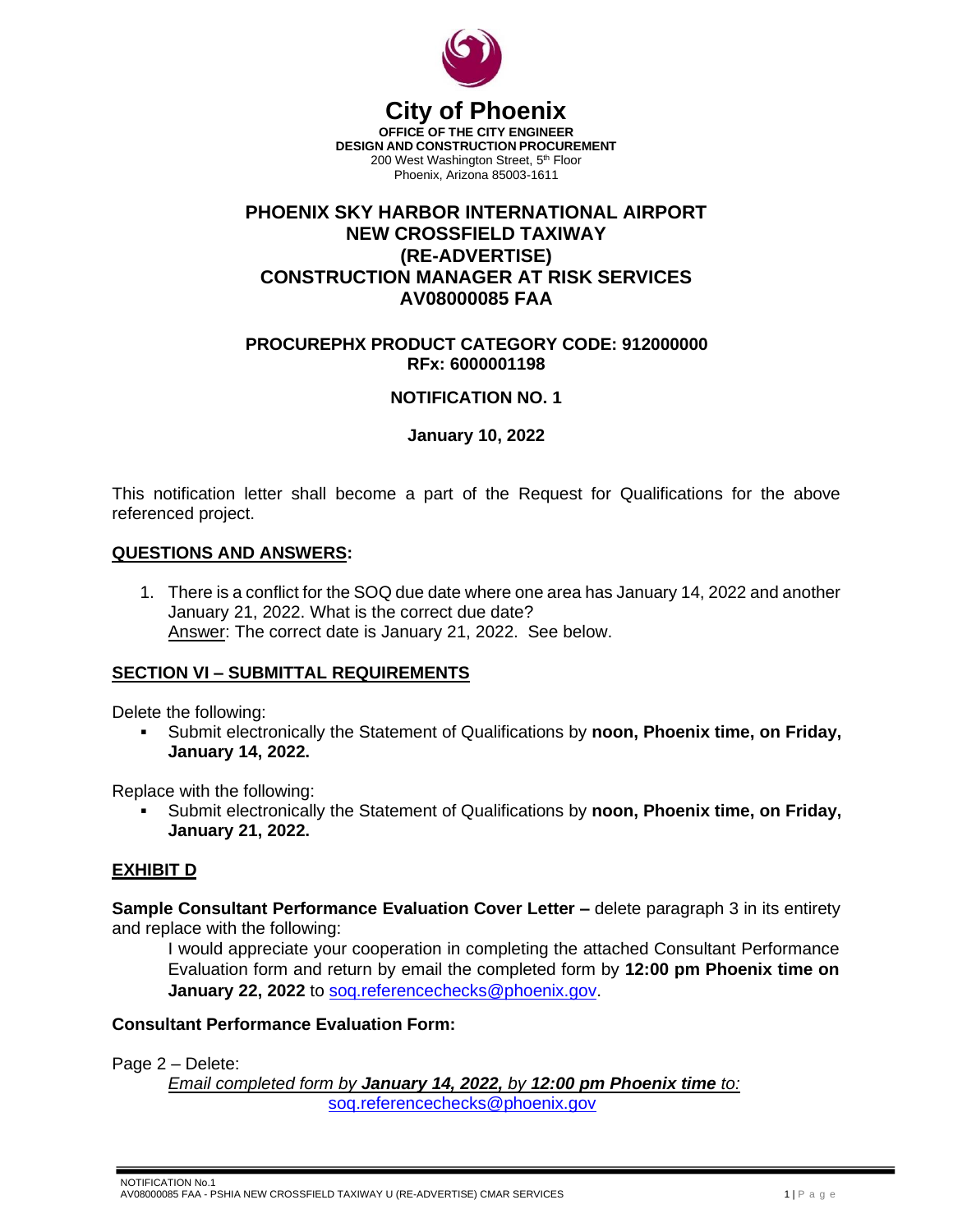# City of Phoenix

**OFFICE OF THE CITY ENGINEER**
**DESIGN AND CONSTRUCTION PROCUREMENT**
200 West Washington Street, 5th Floor
Phoenix, Arizona 85003-1611

## PHOENIX SKY HARBOR INTERNATIONAL AIRPORT NEW CROSSFIELD TAXIWAY (RE-ADVERTISE) CONSTRUCTION MANAGER AT RISK SERVICES AV08000085 FAA

**PROCUREPHX PRODUCT CATEGORY CODE: 912000000**
**RFx: 6000001198**

**NOTIFICATION NO. 1**

**January 10, 2022**

This notification letter shall become a part of the Request for Qualifications for the above referenced project.

### QUESTIONS AND ANSWERS:

1. There is a conflict for the SOQ due date where one area has January 14, 2022 and another January 21, 2022. What is the correct due date?
   Answer: The correct date is January 21, 2022. See below.

### SECTION VI – SUBMITTAL REQUIREMENTS

Delete the following:

- Submit electronically the Statement of Qualifications by **noon, Phoenix time, on Friday, January 14, 2022.**

Replace with the following:

- Submit electronically the Statement of Qualifications by **noon, Phoenix time, on Friday, January 21, 2022.**

### EXHIBIT D

**Sample Consultant Performance Evaluation Cover Letter –** delete paragraph 3 in its entirety and replace with the following:

> I would appreciate your cooperation in completing the attached Consultant Performance Evaluation form and return by email the completed form by **12:00 pm Phoenix time on January 22, 2022** to soq.referencechecks@phoenix.gov.

**Consultant Performance Evaluation Form:**

Page 2 – Delete:

> *Email completed form by **January 14, 2022,** by **12:00 pm Phoenix time** to:*
> soq.referencechecks@phoenix.gov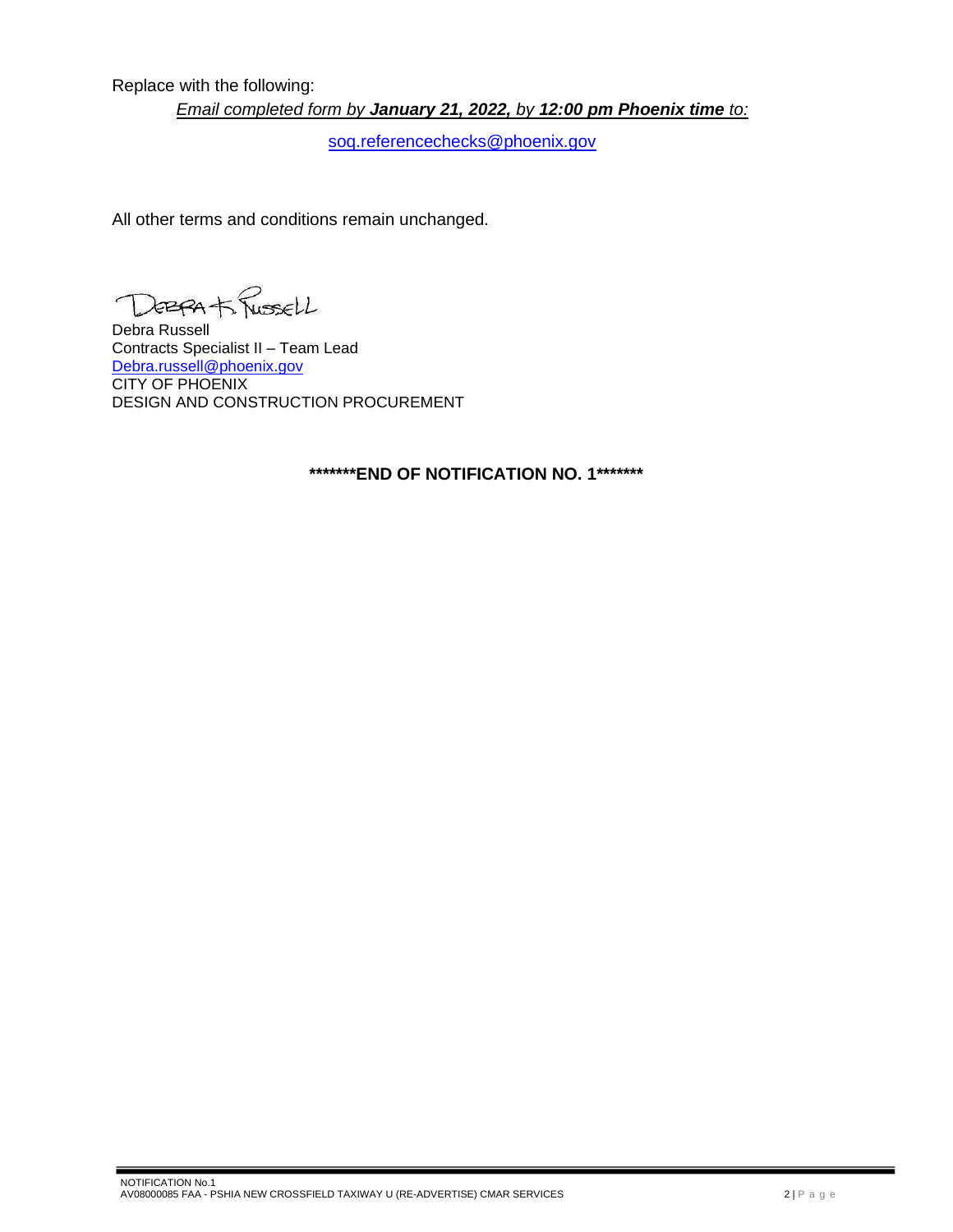Replace with the following:

*Email completed form by **January 21, 2022,** by **12:00 pm Phoenix time** to:*

soq.referencechecks@phoenix.gov

All other terms and conditions remain unchanged.

Debra Russell
Contracts Specialist II – Team Lead
Debra.russell@phoenix.gov
CITY OF PHOENIX
DESIGN AND CONSTRUCTION PROCUREMENT

**\*\*\*\*\*\*\*END OF NOTIFICATION NO. 1\*\*\*\*\*\*\***